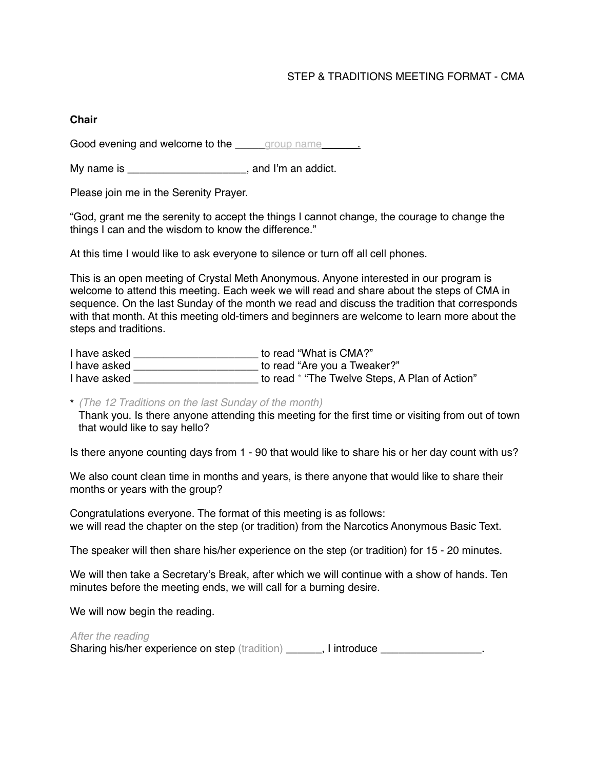STEP & TRADITIONS MEETING FORMAT - CMA

**Chair**

Good evening and welcome to the _____group name______.

My name is ____________________, and I'm an addict.

Please join me in the Serenity Prayer.

"God, grant me the serenity to accept the things I cannot change, the courage to change the things I can and the wisdom to know the difference."

At this time I would like to ask everyone to silence or turn off all cell phones.

This is an open meeting of Crystal Meth Anonymous. Anyone interested in our program is welcome to attend this meeting. Each week we will read and share about the steps of CMA in sequence. On the last Sunday of the month we read and discuss the tradition that corresponds with that month. At this meeting old-timers and beginners are welcome to learn more about the steps and traditions.

I have asked _____________________ to read "What is CMA?"
I have asked _____________________ to read "Are you a Tweaker?"
I have asked _____________________ to read * "The Twelve Steps, A Plan of Action"

* *(The 12 Traditions on the last Sunday of the month)*
Thank you. Is there anyone attending this meeting for the first time or visiting from out of town that would like to say hello?

Is there anyone counting days from 1 - 90 that would like to share his or her day count with us?

We also count clean time in months and years, is there anyone that would like to share their months or years with the group?

Congratulations everyone. The format of this meeting is as follows:
we will read the chapter on the step (or tradition) from the Narcotics Anonymous Basic Text.

The speaker will then share his/her experience on the step (or tradition) for 15 - 20 minutes.

We will then take a Secretary's Break, after which we will continue with a show of hands. Ten minutes before the meeting ends, we will call for a burning desire.

We will now begin the reading.

*After the reading*
Sharing his/her experience on step (tradition) ______, I introduce _________________.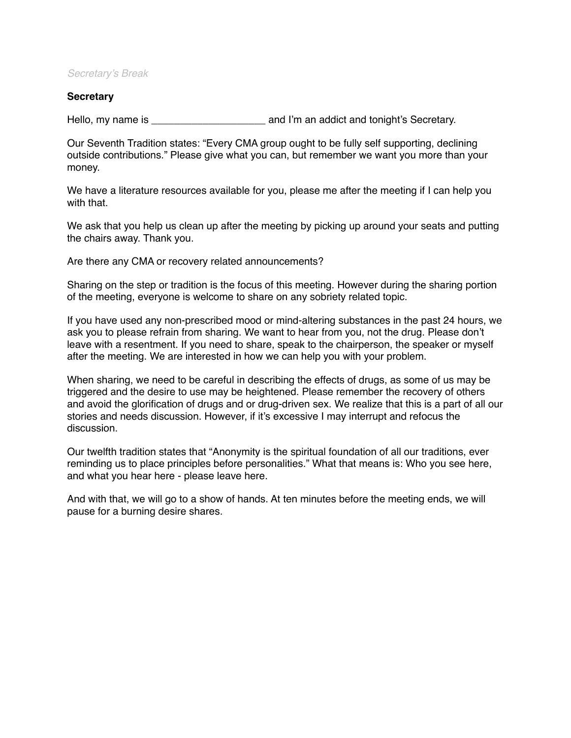*Secretary's Break*

**Secretary**

Hello, my name is ____________________ and I'm an addict and tonight's Secretary.

Our Seventh Tradition states: "Every CMA group ought to be fully self supporting, declining outside contributions." Please give what you can, but remember we want you more than your money.

We have a literature resources available for you, please me after the meeting if I can help you with that.

We ask that you help us clean up after the meeting by picking up around your seats and putting the chairs away. Thank you.

Are there any CMA or recovery related announcements?

Sharing on the step or tradition is the focus of this meeting. However during the sharing portion of the meeting, everyone is welcome to share on any sobriety related topic.

If you have used any non-prescribed mood or mind-altering substances in the past 24 hours, we ask you to please refrain from sharing. We want to hear from you, not the drug. Please don't leave with a resentment. If you need to share, speak to the chairperson, the speaker or myself after the meeting. We are interested in how we can help you with your problem.

When sharing, we need to be careful in describing the effects of drugs, as some of us may be triggered and the desire to use may be heightened. Please remember the recovery of others and avoid the glorification of drugs and or drug-driven sex. We realize that this is a part of all our stories and needs discussion. However, if it's excessive I may interrupt and refocus the discussion.

Our twelfth tradition states that "Anonymity is the spiritual foundation of all our traditions, ever reminding us to place principles before personalities." What that means is: Who you see here, and what you hear here - please leave here.

And with that, we will go to a show of hands. At ten minutes before the meeting ends, we will pause for a burning desire shares.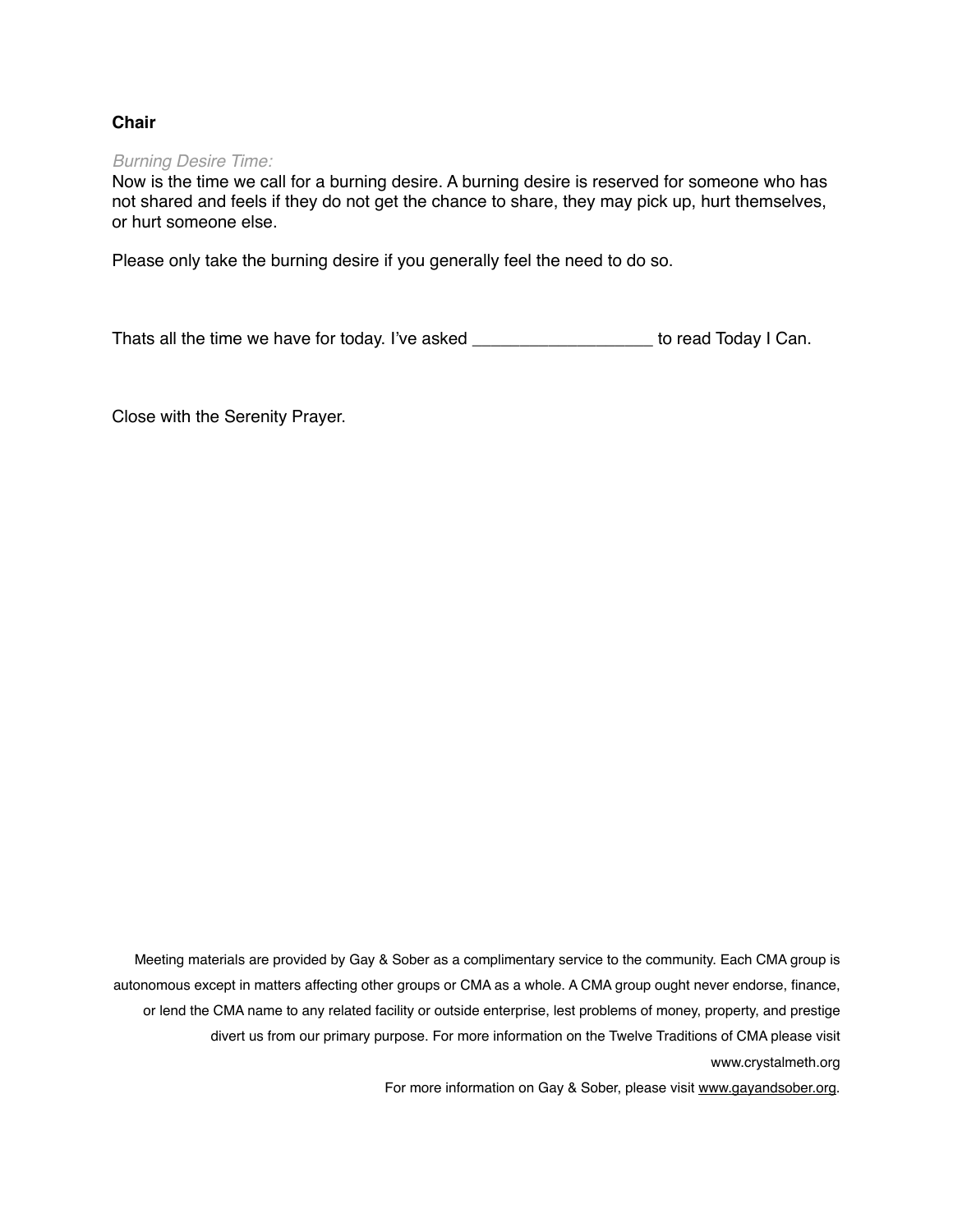**Chair**

*Burning Desire Time:*

Now is the time we call for a burning desire. A burning desire is reserved for someone who has not shared and feels if they do not get the chance to share, they may pick up, hurt themselves, or hurt someone else.

Please only take the burning desire if you generally feel the need to do so.

Thats all the time we have for today. I've asked ___________________ to read Today I Can.

Close with the Serenity Prayer.

Meeting materials are provided by Gay & Sober as a complimentary service to the community. Each CMA group is autonomous except in matters affecting other groups or CMA as a whole. A CMA group ought never endorse, finance, or lend the CMA name to any related facility or outside enterprise, lest problems of money, property, and prestige divert us from our primary purpose. For more information on the Twelve Traditions of CMA please visit www.crystalmeth.org

For more information on Gay & Sober, please visit www.gayandsober.org.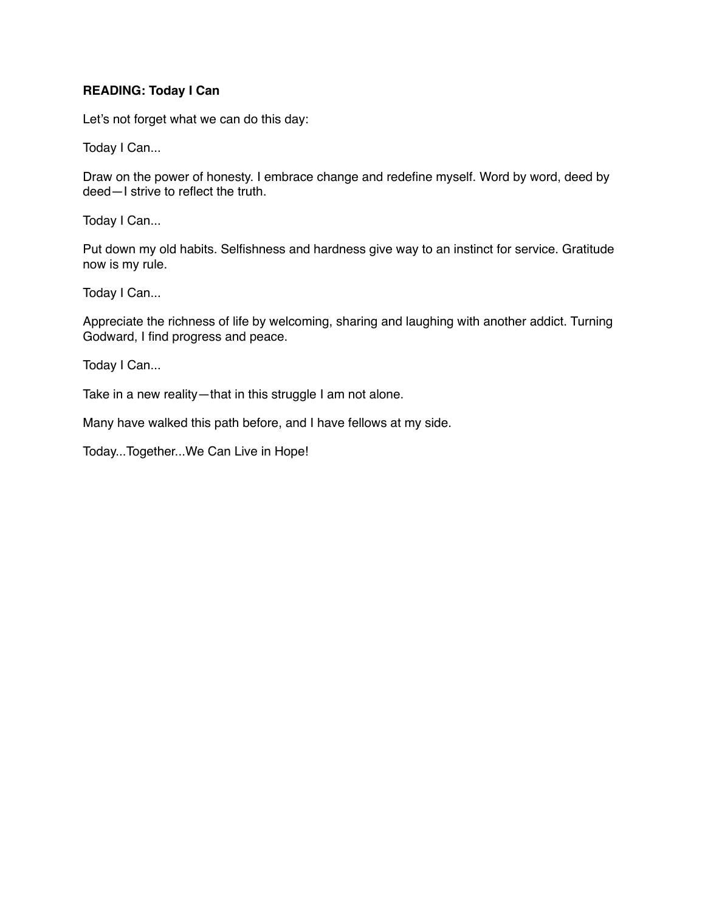**READING: Today I Can**

Let's not forget what we can do this day:

Today I Can...

Draw on the power of honesty. I embrace change and redefine myself. Word by word, deed by deed—I strive to reflect the truth.

Today I Can...

Put down my old habits. Selfishness and hardness give way to an instinct for service. Gratitude now is my rule.

Today I Can...

Appreciate the richness of life by welcoming, sharing and laughing with another addict. Turning Godward, I find progress and peace.

Today I Can...

Take in a new reality—that in this struggle I am not alone.

Many have walked this path before, and I have fellows at my side.

Today...Together...We Can Live in Hope!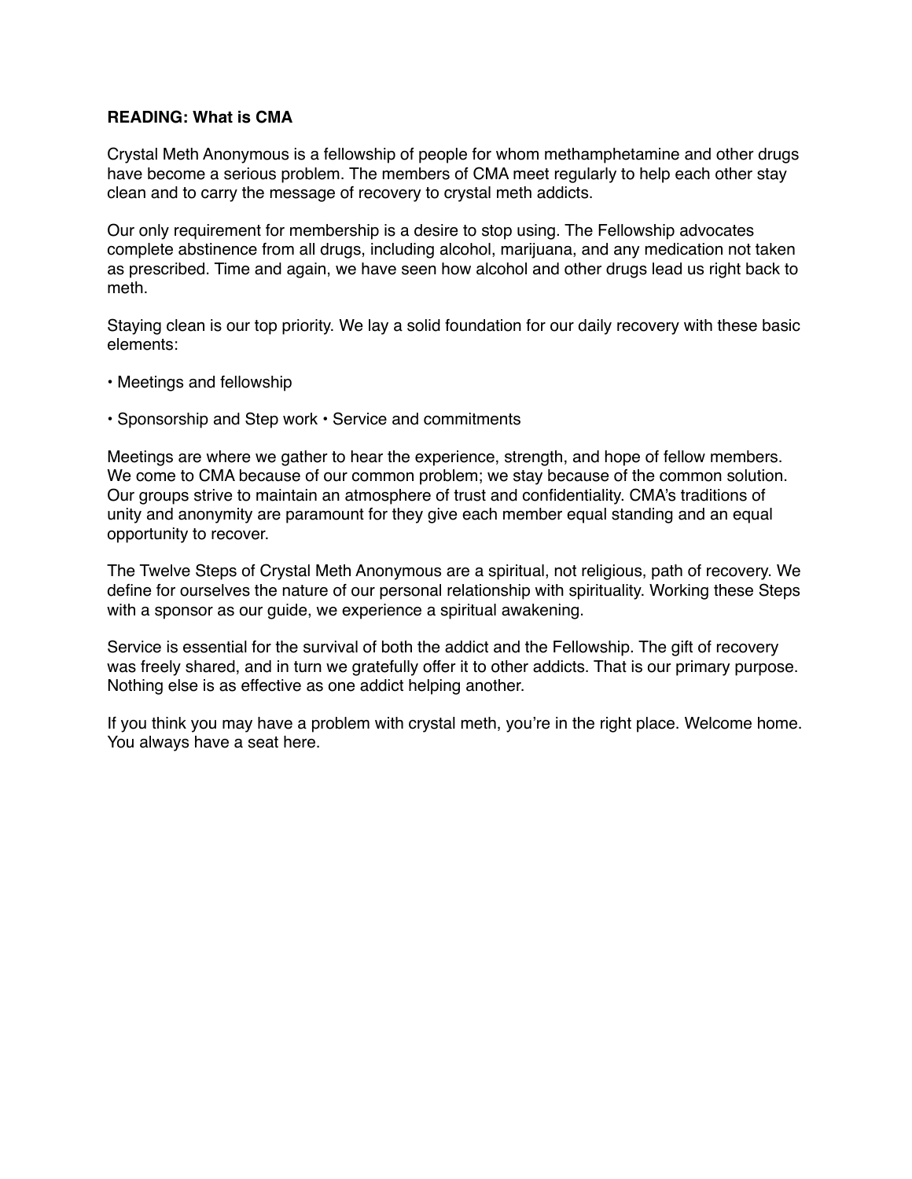**READING: What is CMA**

Crystal Meth Anonymous is a fellowship of people for whom methamphetamine and other drugs have become a serious problem. The members of CMA meet regularly to help each other stay clean and to carry the message of recovery to crystal meth addicts.

Our only requirement for membership is a desire to stop using. The Fellowship advocates complete abstinence from all drugs, including alcohol, marijuana, and any medication not taken as prescribed. Time and again, we have seen how alcohol and other drugs lead us right back to meth.

Staying clean is our top priority. We lay a solid foundation for our daily recovery with these basic elements:

• Meetings and fellowship

• Sponsorship and Step work • Service and commitments

Meetings are where we gather to hear the experience, strength, and hope of fellow members. We come to CMA because of our common problem; we stay because of the common solution. Our groups strive to maintain an atmosphere of trust and confidentiality. CMA's traditions of unity and anonymity are paramount for they give each member equal standing and an equal opportunity to recover.

The Twelve Steps of Crystal Meth Anonymous are a spiritual, not religious, path of recovery. We define for ourselves the nature of our personal relationship with spirituality. Working these Steps with a sponsor as our guide, we experience a spiritual awakening.

Service is essential for the survival of both the addict and the Fellowship. The gift of recovery was freely shared, and in turn we gratefully offer it to other addicts. That is our primary purpose. Nothing else is as effective as one addict helping another.

If you think you may have a problem with crystal meth, you're in the right place. Welcome home. You always have a seat here.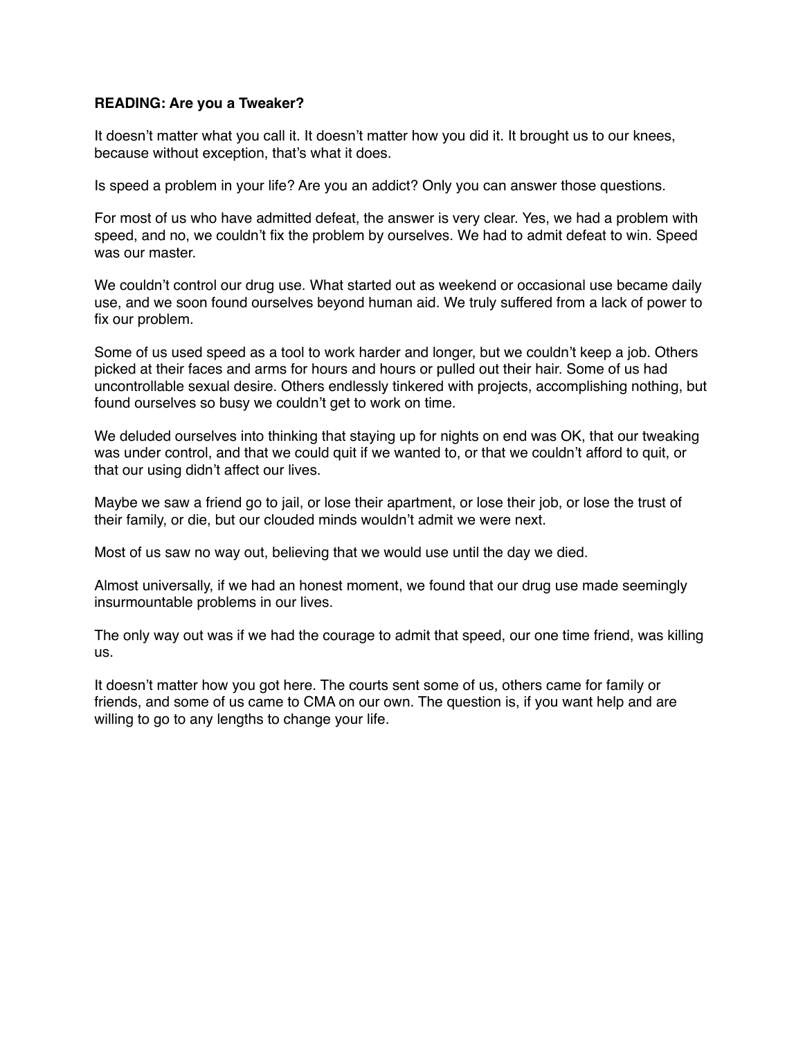**READING: Are you a Tweaker?**

It doesn't matter what you call it. It doesn't matter how you did it. It brought us to our knees, because without exception, that's what it does.

Is speed a problem in your life? Are you an addict? Only you can answer those questions.

For most of us who have admitted defeat, the answer is very clear. Yes, we had a problem with speed, and no, we couldn't fix the problem by ourselves. We had to admit defeat to win. Speed was our master.

We couldn't control our drug use. What started out as weekend or occasional use became daily use, and we soon found ourselves beyond human aid. We truly suffered from a lack of power to fix our problem.

Some of us used speed as a tool to work harder and longer, but we couldn't keep a job. Others picked at their faces and arms for hours and hours or pulled out their hair. Some of us had uncontrollable sexual desire. Others endlessly tinkered with projects, accomplishing nothing, but found ourselves so busy we couldn't get to work on time.

We deluded ourselves into thinking that staying up for nights on end was OK, that our tweaking was under control, and that we could quit if we wanted to, or that we couldn't afford to quit, or that our using didn't affect our lives.

Maybe we saw a friend go to jail, or lose their apartment, or lose their job, or lose the trust of their family, or die, but our clouded minds wouldn't admit we were next.

Most of us saw no way out, believing that we would use until the day we died.

Almost universally, if we had an honest moment, we found that our drug use made seemingly insurmountable problems in our lives.

The only way out was if we had the courage to admit that speed, our one time friend, was killing us.

It doesn't matter how you got here. The courts sent some of us, others came for family or friends, and some of us came to CMA on our own. The question is, if you want help and are willing to go to any lengths to change your life.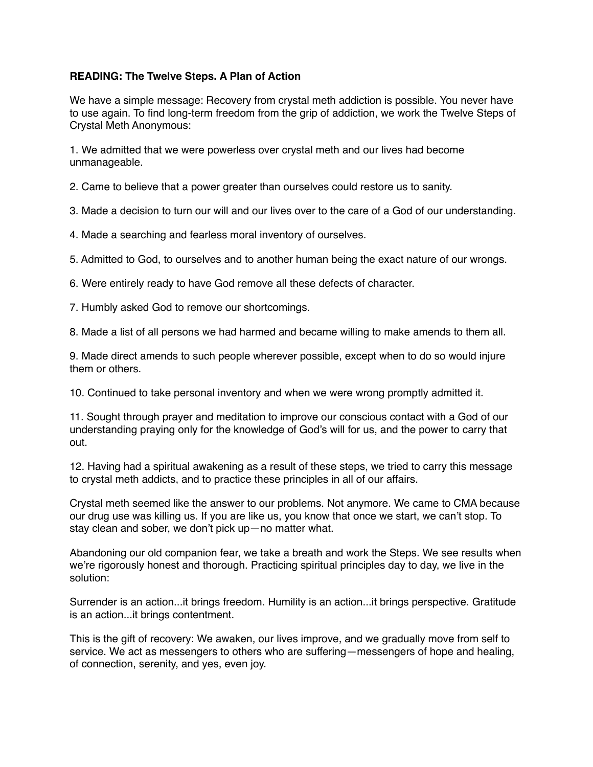**READING: The Twelve Steps. A Plan of Action**

We have a simple message: Recovery from crystal meth addiction is possible. You never have to use again. To find long-term freedom from the grip of addiction, we work the Twelve Steps of Crystal Meth Anonymous:

1. We admitted that we were powerless over crystal meth and our lives had become unmanageable.

2. Came to believe that a power greater than ourselves could restore us to sanity.

3. Made a decision to turn our will and our lives over to the care of a God of our understanding.

4. Made a searching and fearless moral inventory of ourselves.

5. Admitted to God, to ourselves and to another human being the exact nature of our wrongs.

6. Were entirely ready to have God remove all these defects of character.

7. Humbly asked God to remove our shortcomings.

8. Made a list of all persons we had harmed and became willing to make amends to them all.

9. Made direct amends to such people wherever possible, except when to do so would injure them or others.

10. Continued to take personal inventory and when we were wrong promptly admitted it.

11. Sought through prayer and meditation to improve our conscious contact with a God of our understanding praying only for the knowledge of God's will for us, and the power to carry that out.

12. Having had a spiritual awakening as a result of these steps, we tried to carry this message to crystal meth addicts, and to practice these principles in all of our affairs.

Crystal meth seemed like the answer to our problems. Not anymore. We came to CMA because our drug use was killing us. If you are like us, you know that once we start, we can't stop. To stay clean and sober, we don't pick up—no matter what.

Abandoning our old companion fear, we take a breath and work the Steps. We see results when we're rigorously honest and thorough. Practicing spiritual principles day to day, we live in the solution:

Surrender is an action...it brings freedom. Humility is an action...it brings perspective. Gratitude is an action...it brings contentment.

This is the gift of recovery: We awaken, our lives improve, and we gradually move from self to service. We act as messengers to others who are suffering—messengers of hope and healing, of connection, serenity, and yes, even joy.